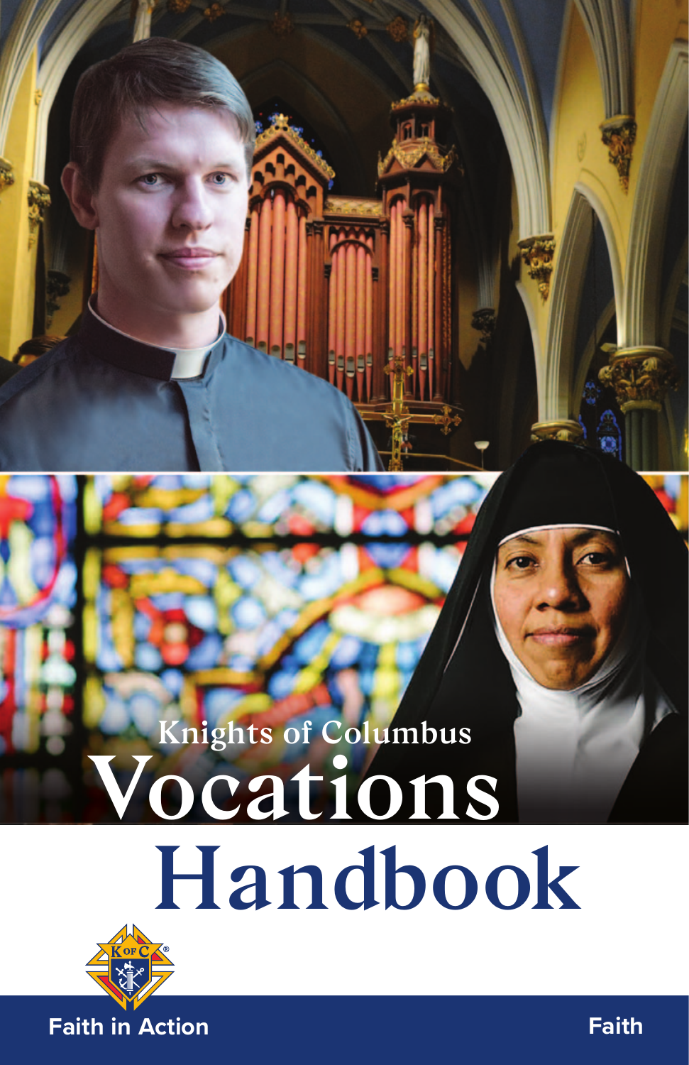Knights of Columbus

# Vocations Handbook

Faith in Action

Faith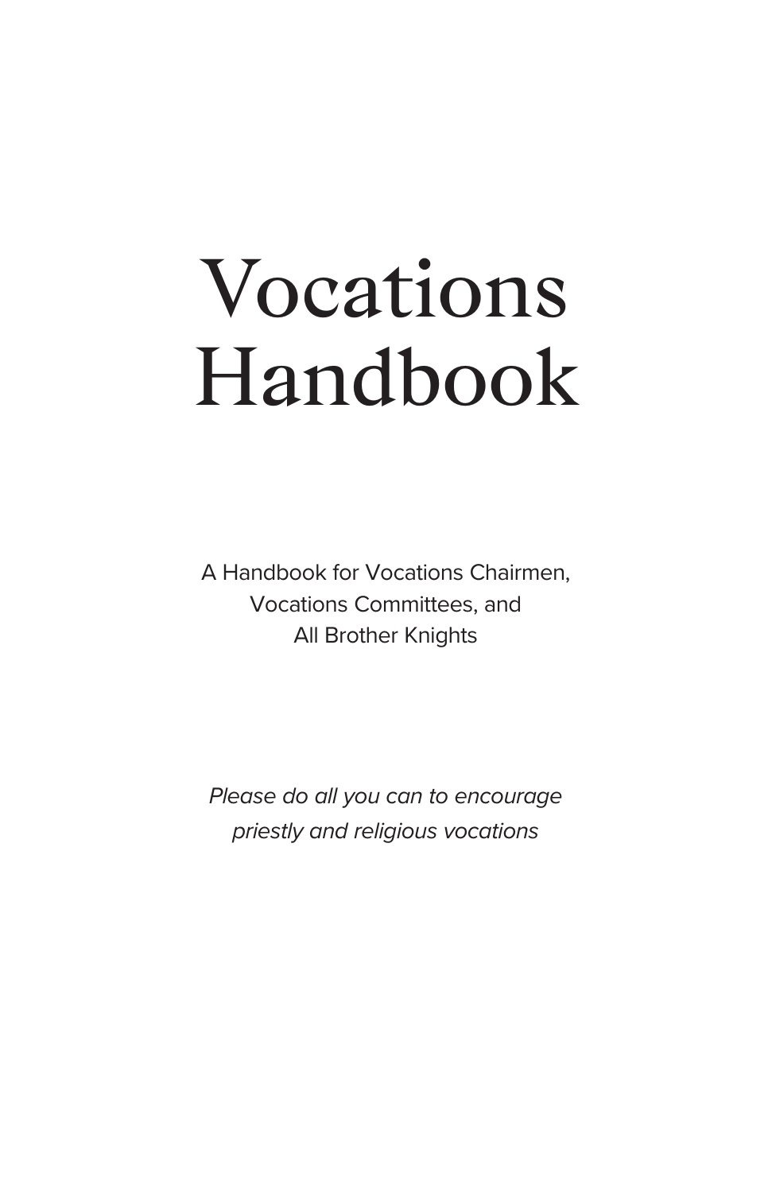# Vocations Handbook

A Handbook for Vocations Chairmen,
Vocations Committees, and
All Brother Knights

*Please do all you can to encourage priestly and religious vocations*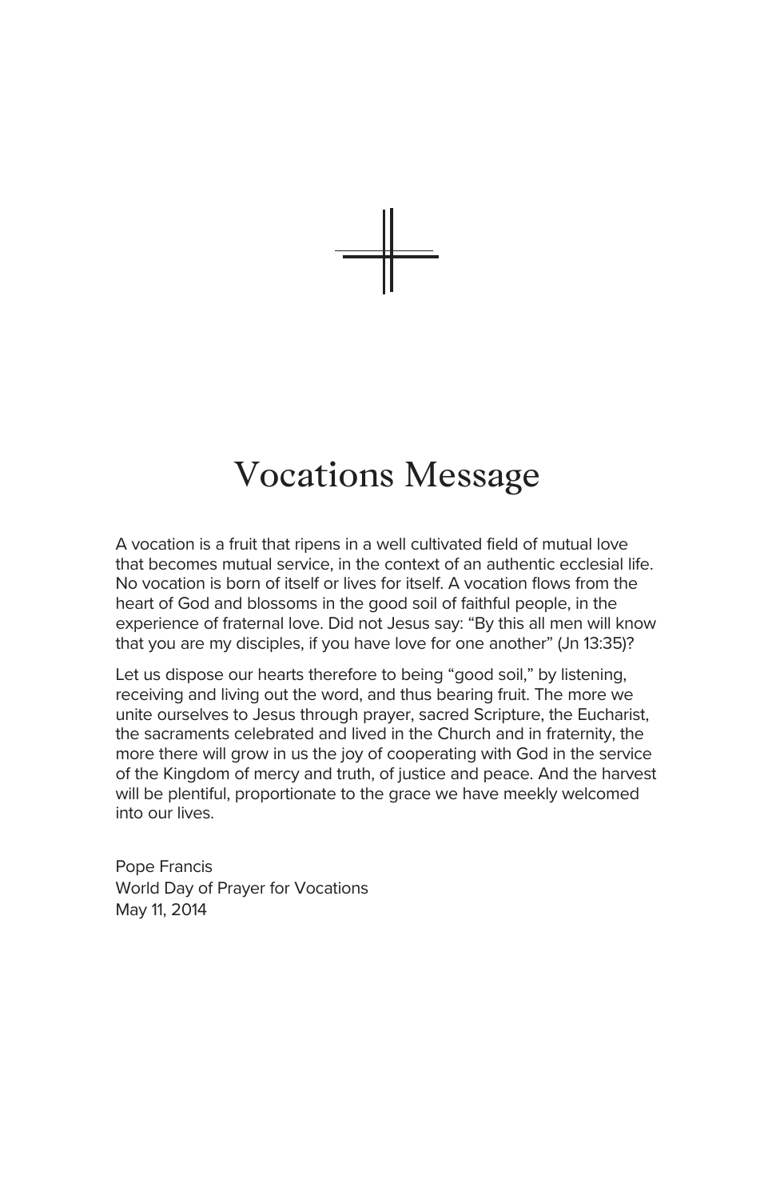# Vocations Message

A vocation is a fruit that ripens in a well cultivated field of mutual love that becomes mutual service, in the context of an authentic ecclesial life. No vocation is born of itself or lives for itself. A vocation flows from the heart of God and blossoms in the good soil of faithful people, in the experience of fraternal love. Did not Jesus say: "By this all men will know that you are my disciples, if you have love for one another" (Jn 13:35)?

Let us dispose our hearts therefore to being "good soil," by listening, receiving and living out the word, and thus bearing fruit. The more we unite ourselves to Jesus through prayer, sacred Scripture, the Eucharist, the sacraments celebrated and lived in the Church and in fraternity, the more there will grow in us the joy of cooperating with God in the service of the Kingdom of mercy and truth, of justice and peace. And the harvest will be plentiful, proportionate to the grace we have meekly welcomed into our lives.

Pope Francis
World Day of Prayer for Vocations
May 11, 2014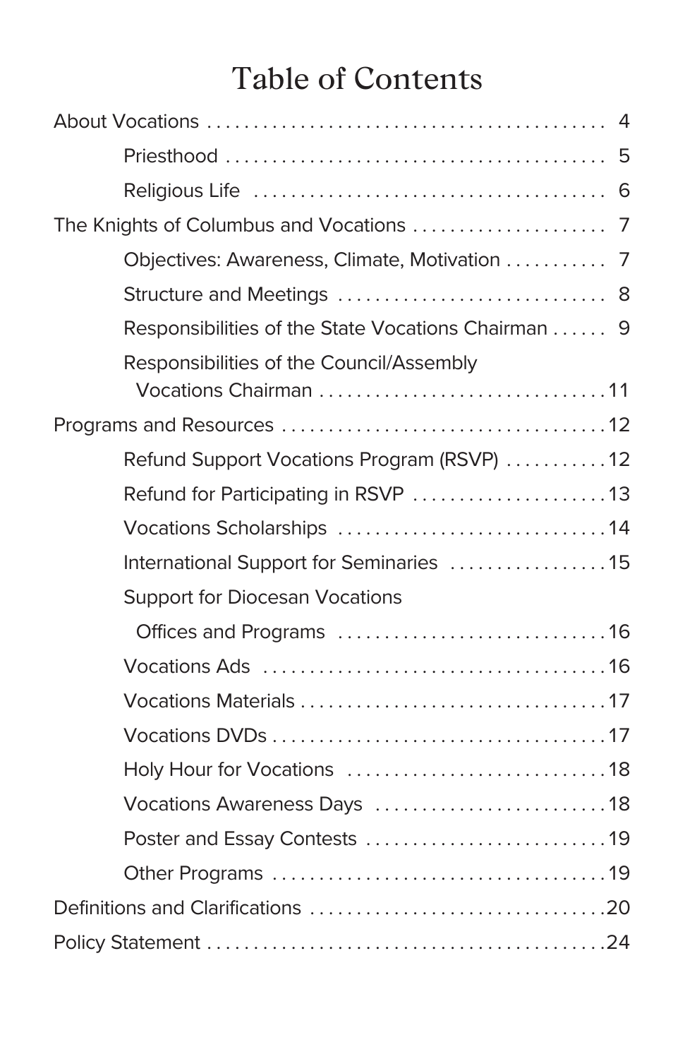# Table of Contents

About Vocations . . . . . . . . . . 4

- Priesthood . . . . . . . . . . 5
- Religious Life . . . . . . . . . . 6

The Knights of Columbus and Vocations . . . . . . . . . . 7

- Objectives: Awareness, Climate, Motivation . . . . . . . . . . 7
- Structure and Meetings . . . . . . . . . . 8
- Responsibilities of the State Vocations Chairman . . . . . . 9
- Responsibilities of the Council/Assembly Vocations Chairman . . . . . . . . . . 11

Programs and Resources . . . . . . . . . . 12

- Refund Support Vocations Program (RSVP) . . . . . . . . . . 12
- Refund for Participating in RSVP . . . . . . . . . . 13
- Vocations Scholarships . . . . . . . . . . 14
- International Support for Seminaries . . . . . . . . . . 15
- Support for Diocesan Vocations Offices and Programs . . . . . . . . . . 16
- Vocations Ads . . . . . . . . . . 16
- Vocations Materials . . . . . . . . . . 17
- Vocations DVDs . . . . . . . . . . 17
- Holy Hour for Vocations . . . . . . . . . . 18
- Vocations Awareness Days . . . . . . . . . . 18
- Poster and Essay Contests . . . . . . . . . . 19
- Other Programs . . . . . . . . . . 19

Definitions and Clarifications . . . . . . . . . . 20

Policy Statement . . . . . . . . . . 24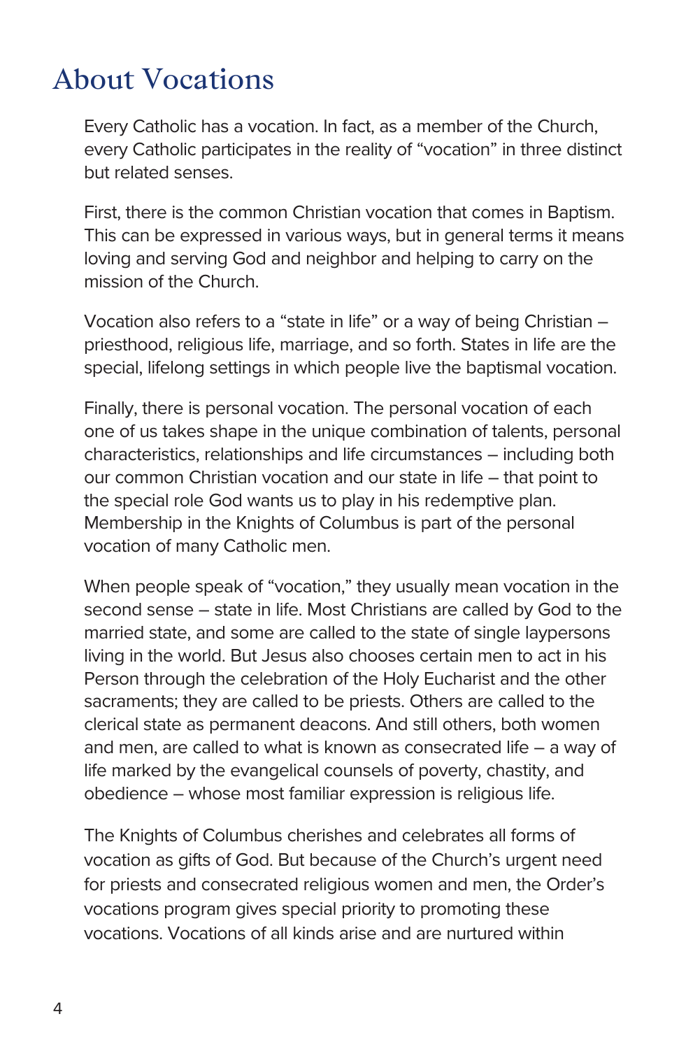# About Vocations

Every Catholic has a vocation. In fact, as a member of the Church, every Catholic participates in the reality of "vocation" in three distinct but related senses.

First, there is the common Christian vocation that comes in Baptism. This can be expressed in various ways, but in general terms it means loving and serving God and neighbor and helping to carry on the mission of the Church.

Vocation also refers to a "state in life" or a way of being Christian – priesthood, religious life, marriage, and so forth. States in life are the special, lifelong settings in which people live the baptismal vocation.

Finally, there is personal vocation. The personal vocation of each one of us takes shape in the unique combination of talents, personal characteristics, relationships and life circumstances – including both our common Christian vocation and our state in life – that point to the special role God wants us to play in his redemptive plan. Membership in the Knights of Columbus is part of the personal vocation of many Catholic men.

When people speak of "vocation," they usually mean vocation in the second sense – state in life. Most Christians are called by God to the married state, and some are called to the state of single laypersons living in the world. But Jesus also chooses certain men to act in his Person through the celebration of the Holy Eucharist and the other sacraments; they are called to be priests. Others are called to the clerical state as permanent deacons. And still others, both women and men, are called to what is known as consecrated life – a way of life marked by the evangelical counsels of poverty, chastity, and obedience – whose most familiar expression is religious life.

The Knights of Columbus cherishes and celebrates all forms of vocation as gifts of God. But because of the Church's urgent need for priests and consecrated religious women and men, the Order's vocations program gives special priority to promoting these vocations. Vocations of all kinds arise and are nurtured within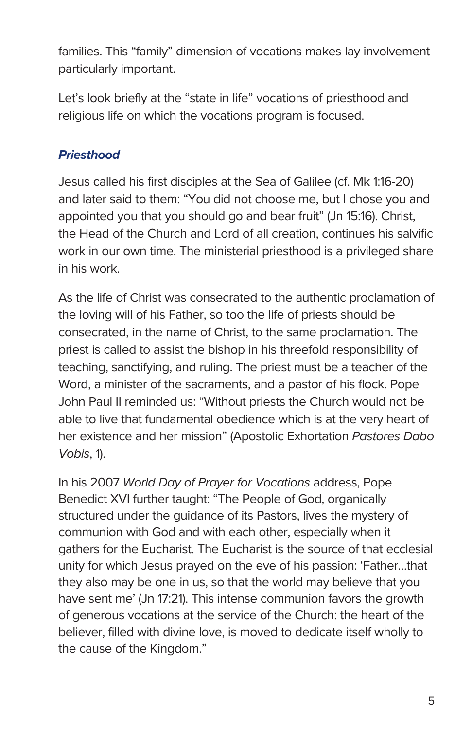families. This “family” dimension of vocations makes lay involvement particularly important.

Let’s look briefly at the “state in life” vocations of priesthood and religious life on which the vocations program is focused.

### *Priesthood*

Jesus called his first disciples at the Sea of Galilee (cf. Mk 1:16-20) and later said to them: “You did not choose me, but I chose you and appointed you that you should go and bear fruit” (Jn 15:16). Christ, the Head of the Church and Lord of all creation, continues his salvific work in our own time. The ministerial priesthood is a privileged share in his work.

As the life of Christ was consecrated to the authentic proclamation of the loving will of his Father, so too the life of priests should be consecrated, in the name of Christ, to the same proclamation. The priest is called to assist the bishop in his threefold responsibility of teaching, sanctifying, and ruling. The priest must be a teacher of the Word, a minister of the sacraments, and a pastor of his flock. Pope John Paul II reminded us: “Without priests the Church would not be able to live that fundamental obedience which is at the very heart of her existence and her mission” (Apostolic Exhortation *Pastores Dabo Vobis*, 1).

In his 2007 *World Day of Prayer for Vocations* address, Pope Benedict XVI further taught: “The People of God, organically structured under the guidance of its Pastors, lives the mystery of communion with God and with each other, especially when it gathers for the Eucharist. The Eucharist is the source of that ecclesial unity for which Jesus prayed on the eve of his passion: ‘Father…that they also may be one in us, so that the world may believe that you have sent me’ (Jn 17:21). This intense communion favors the growth of generous vocations at the service of the Church: the heart of the believer, filled with divine love, is moved to dedicate itself wholly to the cause of the Kingdom.”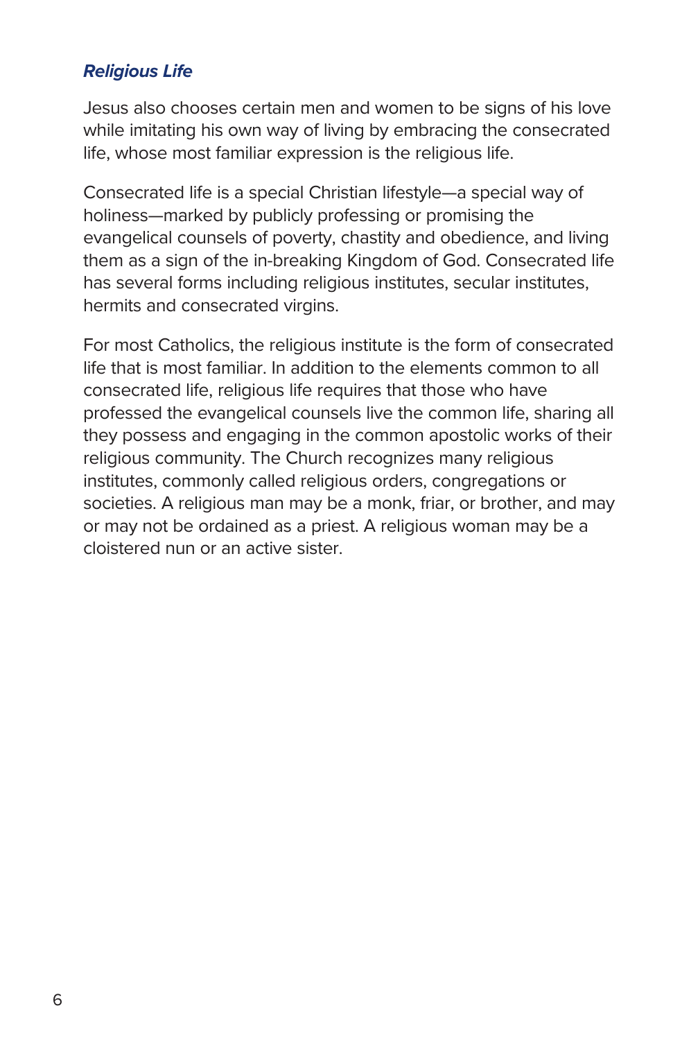### *Religious Life*

Jesus also chooses certain men and women to be signs of his love while imitating his own way of living by embracing the consecrated life, whose most familiar expression is the religious life.

Consecrated life is a special Christian lifestyle—a special way of holiness—marked by publicly professing or promising the evangelical counsels of poverty, chastity and obedience, and living them as a sign of the in-breaking Kingdom of God. Consecrated life has several forms including religious institutes, secular institutes, hermits and consecrated virgins.

For most Catholics, the religious institute is the form of consecrated life that is most familiar. In addition to the elements common to all consecrated life, religious life requires that those who have professed the evangelical counsels live the common life, sharing all they possess and engaging in the common apostolic works of their religious community. The Church recognizes many religious institutes, commonly called religious orders, congregations or societies. A religious man may be a monk, friar, or brother, and may or may not be ordained as a priest. A religious woman may be a cloistered nun or an active sister.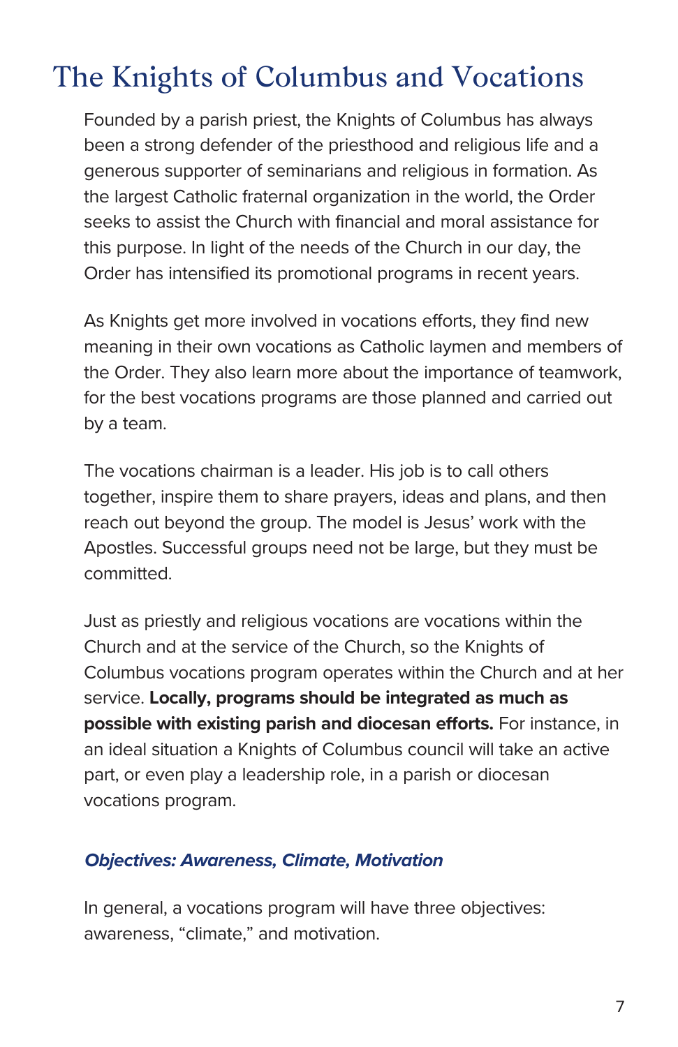# The Knights of Columbus and Vocations

Founded by a parish priest, the Knights of Columbus has always been a strong defender of the priesthood and religious life and a generous supporter of seminarians and religious in formation. As the largest Catholic fraternal organization in the world, the Order seeks to assist the Church with financial and moral assistance for this purpose. In light of the needs of the Church in our day, the Order has intensified its promotional programs in recent years.

As Knights get more involved in vocations efforts, they find new meaning in their own vocations as Catholic laymen and members of the Order. They also learn more about the importance of teamwork, for the best vocations programs are those planned and carried out by a team.

The vocations chairman is a leader. His job is to call others together, inspire them to share prayers, ideas and plans, and then reach out beyond the group. The model is Jesus' work with the Apostles. Successful groups need not be large, but they must be committed.

Just as priestly and religious vocations are vocations within the Church and at the service of the Church, so the Knights of Columbus vocations program operates within the Church and at her service. **Locally, programs should be integrated as much as possible with existing parish and diocesan efforts.** For instance, in an ideal situation a Knights of Columbus council will take an active part, or even play a leadership role, in a parish or diocesan vocations program.

### *Objectives: Awareness, Climate, Motivation*

In general, a vocations program will have three objectives: awareness, "climate," and motivation.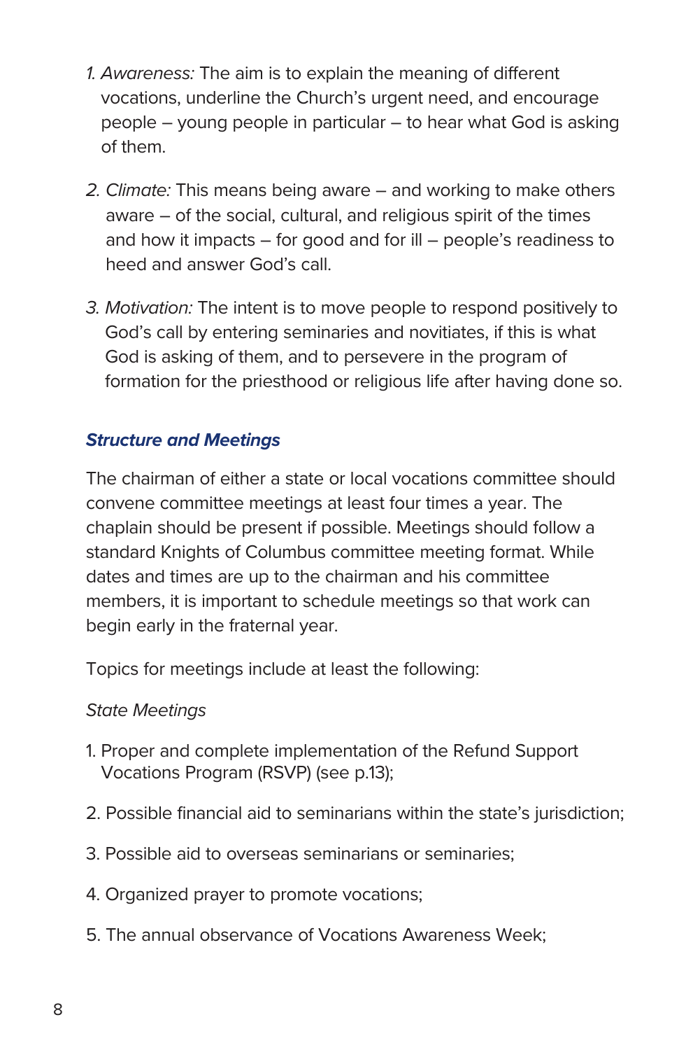1. *Awareness:* The aim is to explain the meaning of different vocations, underline the Church's urgent need, and encourage people – young people in particular – to hear what God is asking of them.

2. *Climate:* This means being aware – and working to make others aware – of the social, cultural, and religious spirit of the times and how it impacts – for good and for ill – people's readiness to heed and answer God's call.

3. *Motivation:* The intent is to move people to respond positively to God's call by entering seminaries and novitiates, if this is what God is asking of them, and to persevere in the program of formation for the priesthood or religious life after having done so.

### *Structure and Meetings*

The chairman of either a state or local vocations committee should convene committee meetings at least four times a year. The chaplain should be present if possible. Meetings should follow a standard Knights of Columbus committee meeting format. While dates and times are up to the chairman and his committee members, it is important to schedule meetings so that work can begin early in the fraternal year.

Topics for meetings include at least the following:

*State Meetings*

1. Proper and complete implementation of the Refund Support Vocations Program (RSVP) (see p.13);

2. Possible financial aid to seminarians within the state's jurisdiction;

3. Possible aid to overseas seminarians or seminaries;

4. Organized prayer to promote vocations;

5. The annual observance of Vocations Awareness Week;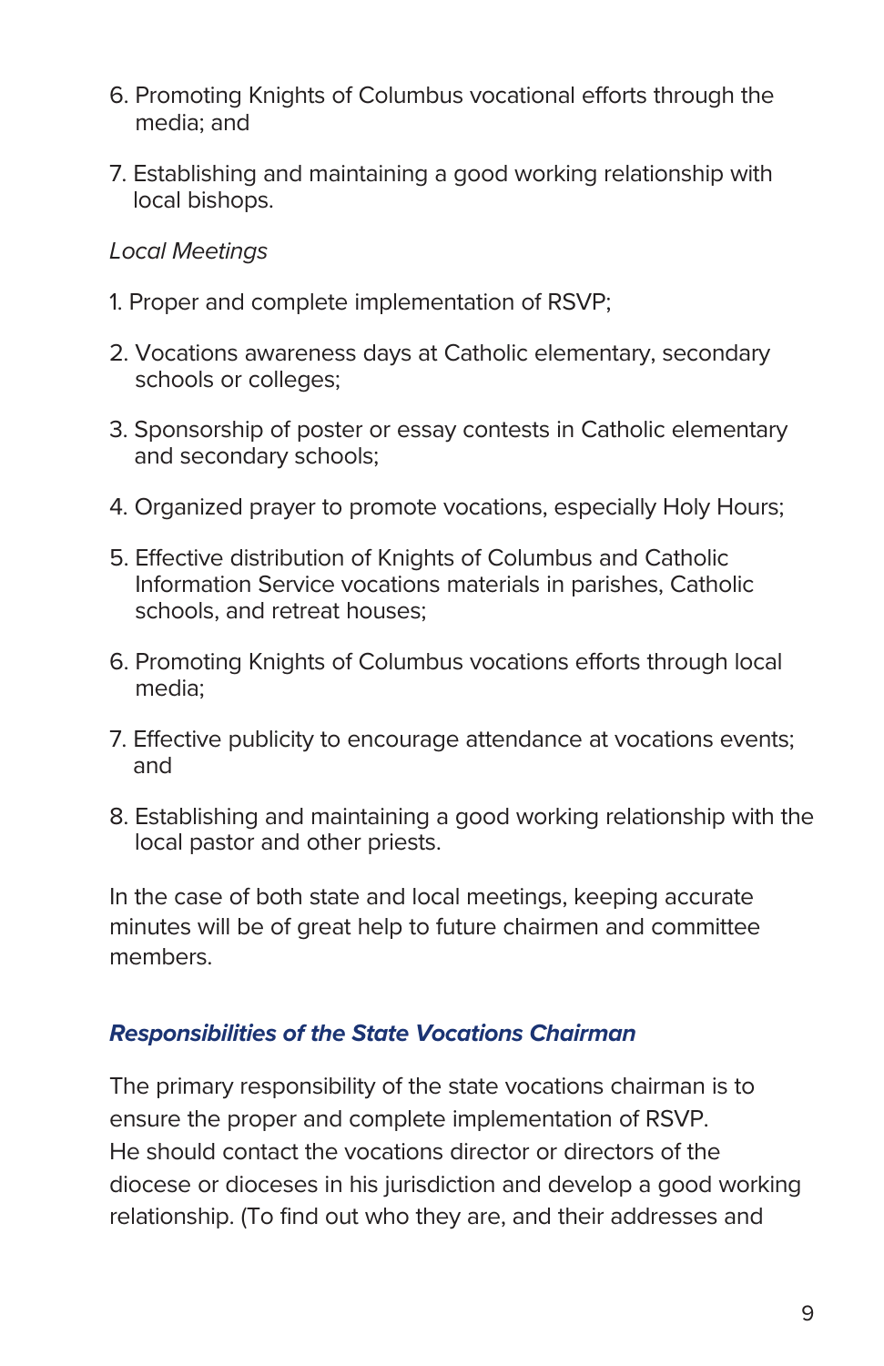6. Promoting Knights of Columbus vocational efforts through the media; and

7. Establishing and maintaining a good working relationship with local bishops.

*Local Meetings*

1. Proper and complete implementation of RSVP;

2. Vocations awareness days at Catholic elementary, secondary schools or colleges;

3. Sponsorship of poster or essay contests in Catholic elementary and secondary schools;

4. Organized prayer to promote vocations, especially Holy Hours;

5. Effective distribution of Knights of Columbus and Catholic Information Service vocations materials in parishes, Catholic schools, and retreat houses;

6. Promoting Knights of Columbus vocations efforts through local media;

7. Effective publicity to encourage attendance at vocations events; and

8. Establishing and maintaining a good working relationship with the local pastor and other priests.

In the case of both state and local meetings, keeping accurate minutes will be of great help to future chairmen and committee members.

### *Responsibilities of the State Vocations Chairman*

The primary responsibility of the state vocations chairman is to ensure the proper and complete implementation of RSVP. He should contact the vocations director or directors of the diocese or dioceses in his jurisdiction and develop a good working relationship. (To find out who they are, and their addresses and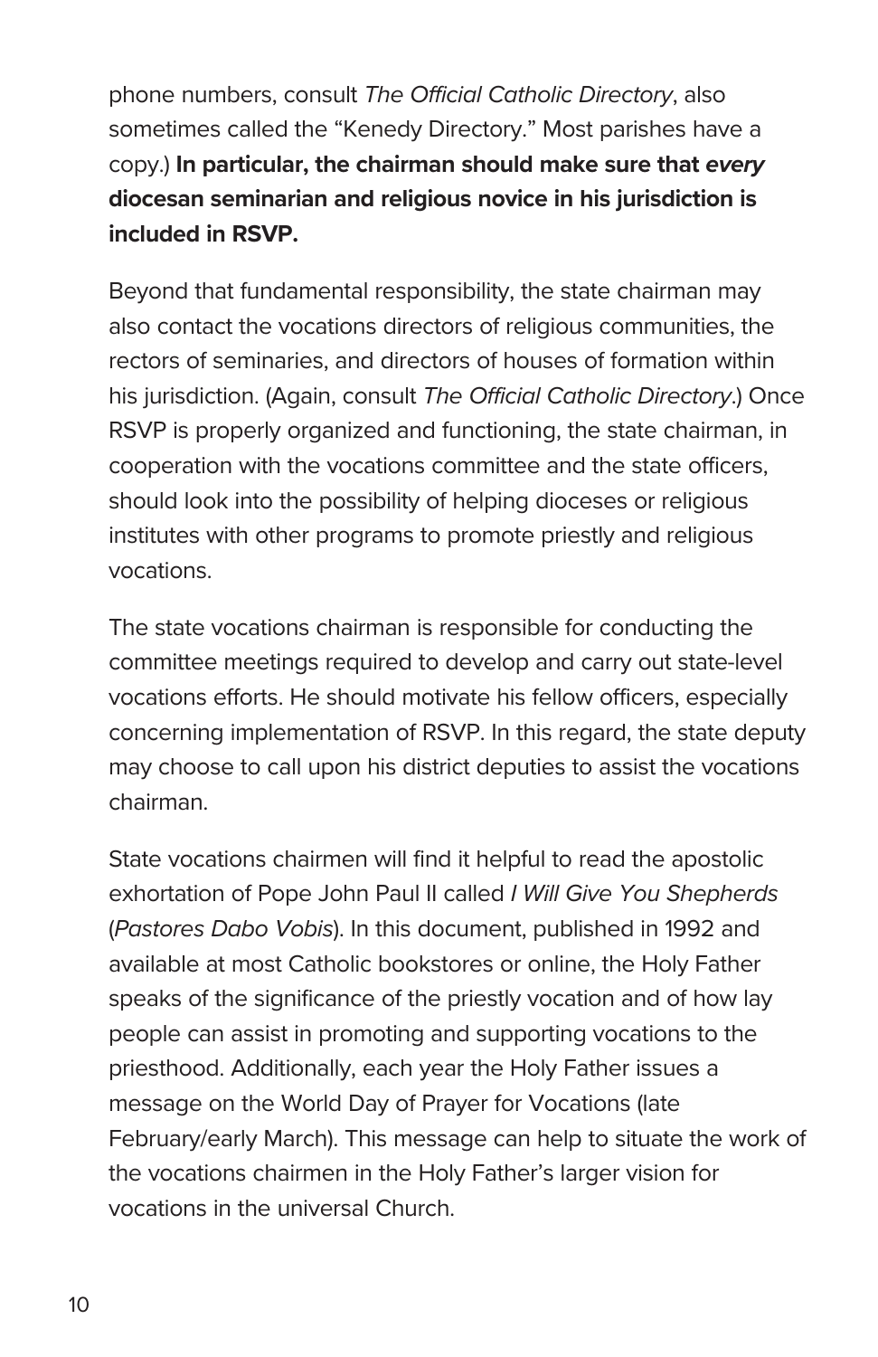phone numbers, consult *The Official Catholic Directory*, also sometimes called the "Kenedy Directory." Most parishes have a copy.) **In particular, the chairman should make sure that *every* diocesan seminarian and religious novice in his jurisdiction is included in RSVP.**

Beyond that fundamental responsibility, the state chairman may also contact the vocations directors of religious communities, the rectors of seminaries, and directors of houses of formation within his jurisdiction. (Again, consult *The Official Catholic Directory*.) Once RSVP is properly organized and functioning, the state chairman, in cooperation with the vocations committee and the state officers, should look into the possibility of helping dioceses or religious institutes with other programs to promote priestly and religious vocations.

The state vocations chairman is responsible for conducting the committee meetings required to develop and carry out state-level vocations efforts. He should motivate his fellow officers, especially concerning implementation of RSVP. In this regard, the state deputy may choose to call upon his district deputies to assist the vocations chairman.

State vocations chairmen will find it helpful to read the apostolic exhortation of Pope John Paul II called *I Will Give You Shepherds* (*Pastores Dabo Vobis*). In this document, published in 1992 and available at most Catholic bookstores or online, the Holy Father speaks of the significance of the priestly vocation and of how lay people can assist in promoting and supporting vocations to the priesthood. Additionally, each year the Holy Father issues a message on the World Day of Prayer for Vocations (late February/early March). This message can help to situate the work of the vocations chairmen in the Holy Father's larger vision for vocations in the universal Church.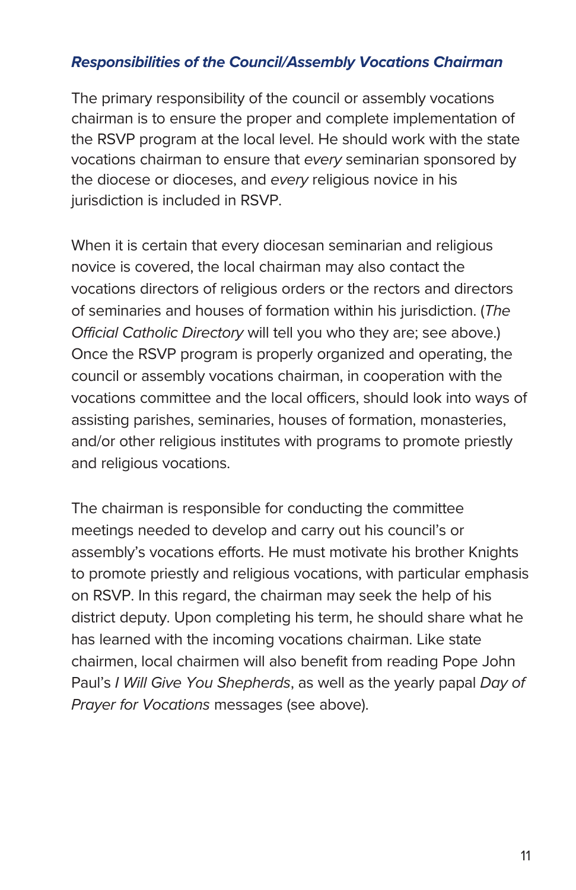### *Responsibilities of the Council/Assembly Vocations Chairman*

The primary responsibility of the council or assembly vocations chairman is to ensure the proper and complete implementation of the RSVP program at the local level. He should work with the state vocations chairman to ensure that *every* seminarian sponsored by the diocese or dioceses, and *every* religious novice in his jurisdiction is included in RSVP.

When it is certain that every diocesan seminarian and religious novice is covered, the local chairman may also contact the vocations directors of religious orders or the rectors and directors of seminaries and houses of formation within his jurisdiction. (*The Official Catholic Directory* will tell you who they are; see above.) Once the RSVP program is properly organized and operating, the council or assembly vocations chairman, in cooperation with the vocations committee and the local officers, should look into ways of assisting parishes, seminaries, houses of formation, monasteries, and/or other religious institutes with programs to promote priestly and religious vocations.

The chairman is responsible for conducting the committee meetings needed to develop and carry out his council's or assembly's vocations efforts. He must motivate his brother Knights to promote priestly and religious vocations, with particular emphasis on RSVP. In this regard, the chairman may seek the help of his district deputy. Upon completing his term, he should share what he has learned with the incoming vocations chairman. Like state chairmen, local chairmen will also benefit from reading Pope John Paul's *I Will Give You Shepherds*, as well as the yearly papal *Day of Prayer for Vocations* messages (see above).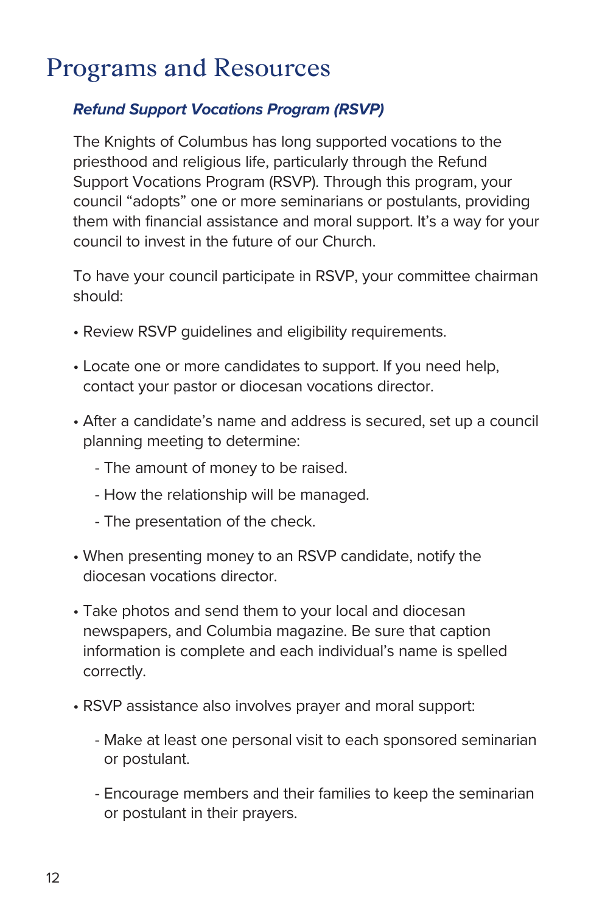# Programs and Resources

### *Refund Support Vocations Program (RSVP)*

The Knights of Columbus has long supported vocations to the priesthood and religious life, particularly through the Refund Support Vocations Program (RSVP). Through this program, your council "adopts" one or more seminarians or postulants, providing them with financial assistance and moral support. It's a way for your council to invest in the future of our Church.

To have your council participate in RSVP, your committee chairman should:

- Review RSVP guidelines and eligibility requirements.
- Locate one or more candidates to support. If you need help, contact your pastor or diocesan vocations director.
- After a candidate's name and address is secured, set up a council planning meeting to determine:
    - The amount of money to be raised.
    - How the relationship will be managed.
    - The presentation of the check.
- When presenting money to an RSVP candidate, notify the diocesan vocations director.
- Take photos and send them to your local and diocesan newspapers, and Columbia magazine. Be sure that caption information is complete and each individual's name is spelled correctly.
- RSVP assistance also involves prayer and moral support:
    - Make at least one personal visit to each sponsored seminarian or postulant.
    - Encourage members and their families to keep the seminarian or postulant in their prayers.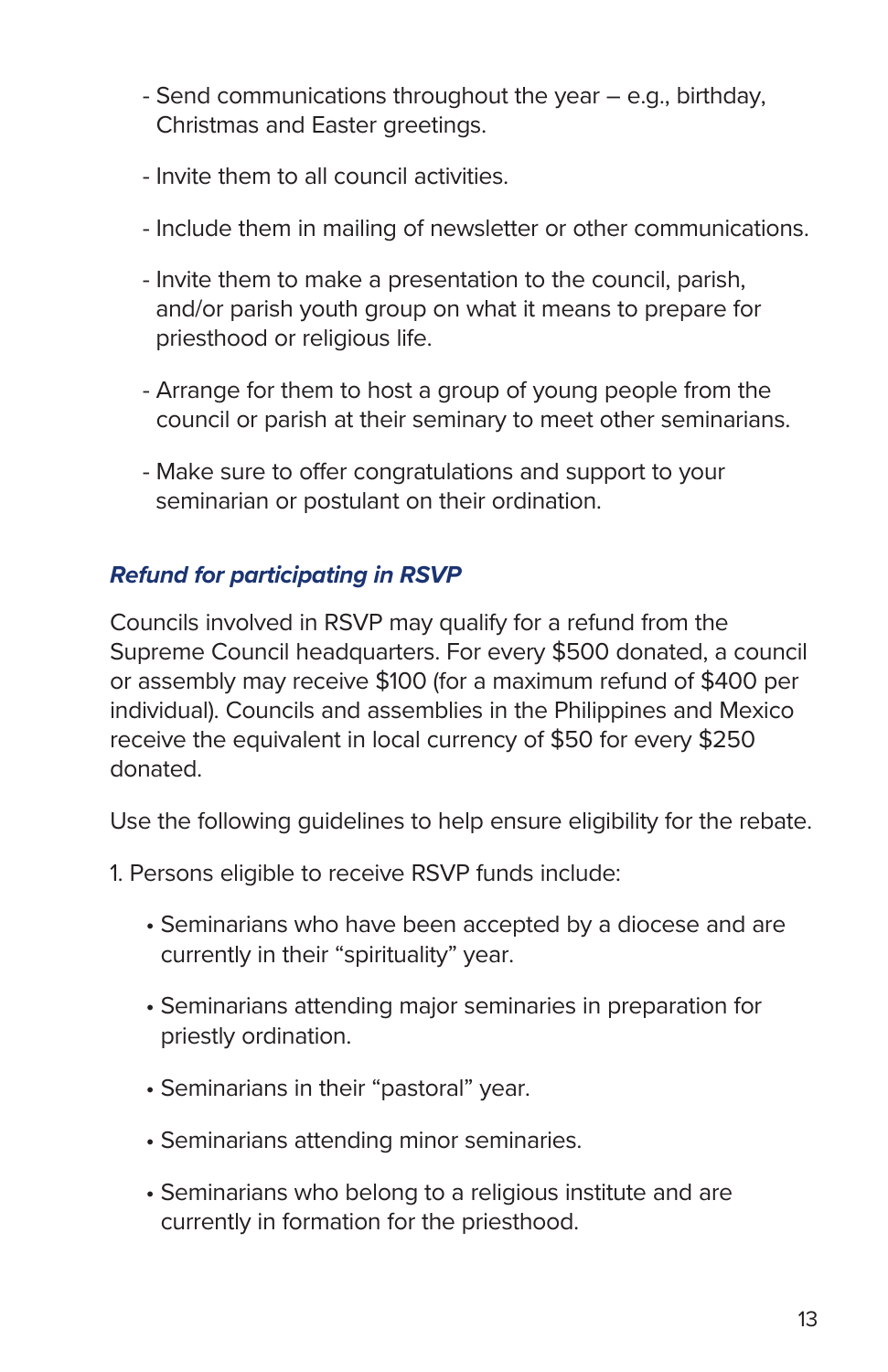- Send communications throughout the year – e.g., birthday, Christmas and Easter greetings.

- Invite them to all council activities.

- Include them in mailing of newsletter or other communications.

- Invite them to make a presentation to the council, parish, and/or parish youth group on what it means to prepare for priesthood or religious life.

- Arrange for them to host a group of young people from the council or parish at their seminary to meet other seminarians.

- Make sure to offer congratulations and support to your seminarian or postulant on their ordination.

### *Refund for participating in RSVP*

Councils involved in RSVP may qualify for a refund from the Supreme Council headquarters. For every $500 donated, a council or assembly may receive $100 (for a maximum refund of $400 per individual). Councils and assemblies in the Philippines and Mexico receive the equivalent in local currency of $50 for every $250 donated.

Use the following guidelines to help ensure eligibility for the rebate.

1. Persons eligible to receive RSVP funds include:

    - Seminarians who have been accepted by a diocese and are currently in their “spirituality” year.
    - Seminarians attending major seminaries in preparation for priestly ordination.
    - Seminarians in their “pastoral” year.
    - Seminarians attending minor seminaries.
    - Seminarians who belong to a religious institute and are currently in formation for the priesthood.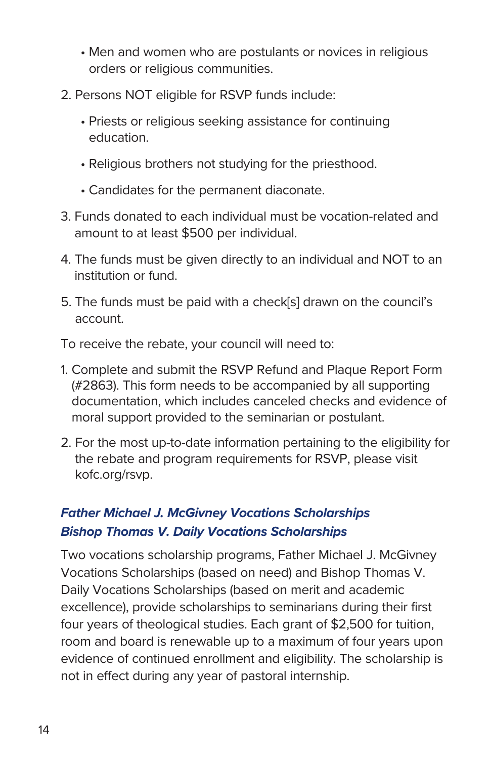- Men and women who are postulants or novices in religious orders or religious communities.

2. Persons NOT eligible for RSVP funds include:
   - Priests or religious seeking assistance for continuing education.
   - Religious brothers not studying for the priesthood.
   - Candidates for the permanent diaconate.
3. Funds donated to each individual must be vocation-related and amount to at least $500 per individual.
4. The funds must be given directly to an individual and NOT to an institution or fund.
5. The funds must be paid with a check[s] drawn on the council's account.

To receive the rebate, your council will need to:

1. Complete and submit the RSVP Refund and Plaque Report Form (#2863). This form needs to be accompanied by all supporting documentation, which includes canceled checks and evidence of moral support provided to the seminarian or postulant.
2. For the most up-to-date information pertaining to the eligibility for the rebate and program requirements for RSVP, please visit kofc.org/rsvp.

### *Father Michael J. McGivney Vocations Scholarships*
### *Bishop Thomas V. Daily Vocations Scholarships*

Two vocations scholarship programs, Father Michael J. McGivney Vocations Scholarships (based on need) and Bishop Thomas V. Daily Vocations Scholarships (based on merit and academic excellence), provide scholarships to seminarians during their first four years of theological studies. Each grant of $2,500 for tuition, room and board is renewable up to a maximum of four years upon evidence of continued enrollment and eligibility. The scholarship is not in effect during any year of pastoral internship.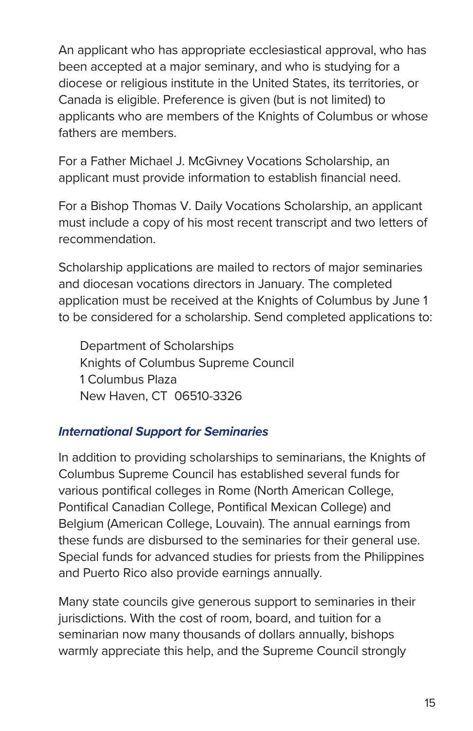An applicant who has appropriate ecclesiastical approval, who has been accepted at a major seminary, and who is studying for a diocese or religious institute in the United States, its territories, or Canada is eligible. Preference is given (but is not limited) to applicants who are members of the Knights of Columbus or whose fathers are members.

For a Father Michael J. McGivney Vocations Scholarship, an applicant must provide information to establish financial need.

For a Bishop Thomas V. Daily Vocations Scholarship, an applicant must include a copy of his most recent transcript and two letters of recommendation.

Scholarship applications are mailed to rectors of major seminaries and diocesan vocations directors in January. The completed application must be received at the Knights of Columbus by June 1 to be considered for a scholarship. Send completed applications to:

> Department of Scholarships
> Knights of Columbus Supreme Council
> 1 Columbus Plaza
> New Haven, CT 06510-3326

### *International Support for Seminaries*

In addition to providing scholarships to seminarians, the Knights of Columbus Supreme Council has established several funds for various pontifical colleges in Rome (North American College, Pontifical Canadian College, Pontifical Mexican College) and Belgium (American College, Louvain). The annual earnings from these funds are disbursed to the seminaries for their general use. Special funds for advanced studies for priests from the Philippines and Puerto Rico also provide earnings annually.

Many state councils give generous support to seminaries in their jurisdictions. With the cost of room, board, and tuition for a seminarian now many thousands of dollars annually, bishops warmly appreciate this help, and the Supreme Council strongly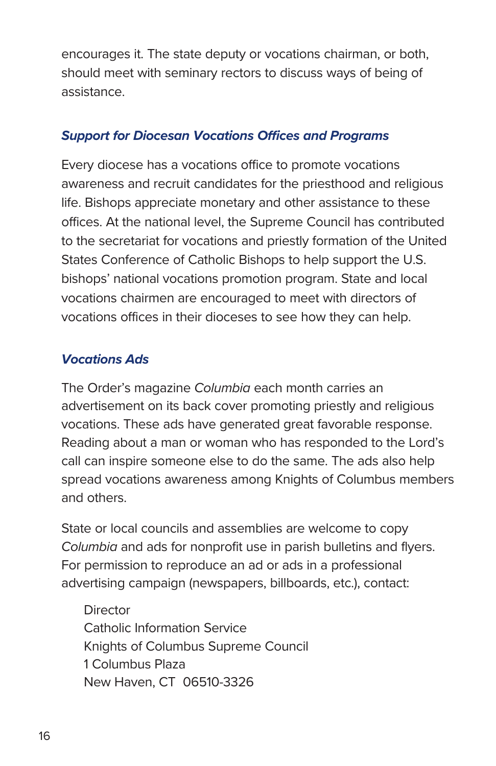encourages it. The state deputy or vocations chairman, or both, should meet with seminary rectors to discuss ways of being of assistance.

### *Support for Diocesan Vocations Offices and Programs*

Every diocese has a vocations office to promote vocations awareness and recruit candidates for the priesthood and religious life. Bishops appreciate monetary and other assistance to these offices. At the national level, the Supreme Council has contributed to the secretariat for vocations and priestly formation of the United States Conference of Catholic Bishops to help support the U.S. bishops' national vocations promotion program. State and local vocations chairmen are encouraged to meet with directors of vocations offices in their dioceses to see how they can help.

### *Vocations Ads*

The Order's magazine *Columbia* each month carries an advertisement on its back cover promoting priestly and religious vocations. These ads have generated great favorable response. Reading about a man or woman who has responded to the Lord's call can inspire someone else to do the same. The ads also help spread vocations awareness among Knights of Columbus members and others.

State or local councils and assemblies are welcome to copy *Columbia* and ads for nonprofit use in parish bulletins and flyers. For permission to reproduce an ad or ads in a professional advertising campaign (newspapers, billboards, etc.), contact:

> Director
> Catholic Information Service
> Knights of Columbus Supreme Council
> 1 Columbus Plaza
> New Haven, CT 06510-3326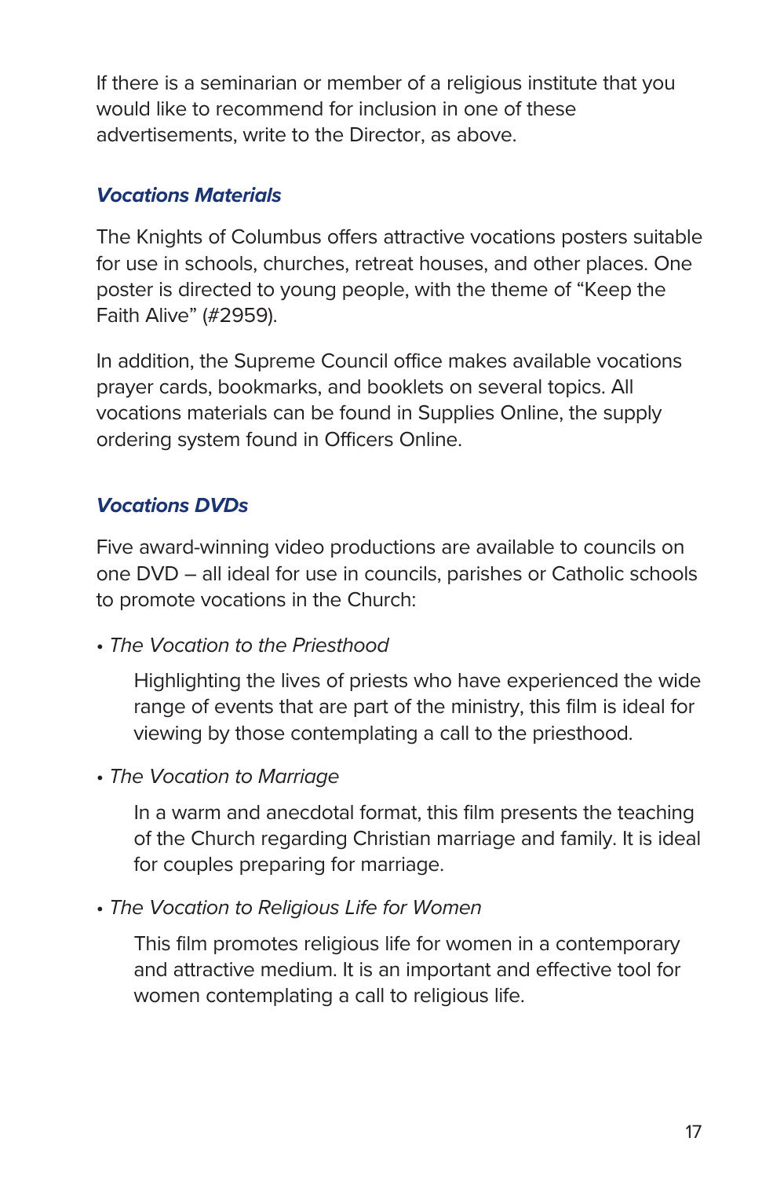If there is a seminarian or member of a religious institute that you would like to recommend for inclusion in one of these advertisements, write to the Director, as above.

### *Vocations Materials*

The Knights of Columbus offers attractive vocations posters suitable for use in schools, churches, retreat houses, and other places. One poster is directed to young people, with the theme of "Keep the Faith Alive" (#2959).

In addition, the Supreme Council office makes available vocations prayer cards, bookmarks, and booklets on several topics. All vocations materials can be found in Supplies Online, the supply ordering system found in Officers Online.

### *Vocations DVDs*

Five award-winning video productions are available to councils on one DVD – all ideal for use in councils, parishes or Catholic schools to promote vocations in the Church:

- *The Vocation to the Priesthood*

  Highlighting the lives of priests who have experienced the wide range of events that are part of the ministry, this film is ideal for viewing by those contemplating a call to the priesthood.

- *The Vocation to Marriage*

  In a warm and anecdotal format, this film presents the teaching of the Church regarding Christian marriage and family. It is ideal for couples preparing for marriage.

- *The Vocation to Religious Life for Women*

  This film promotes religious life for women in a contemporary and attractive medium. It is an important and effective tool for women contemplating a call to religious life.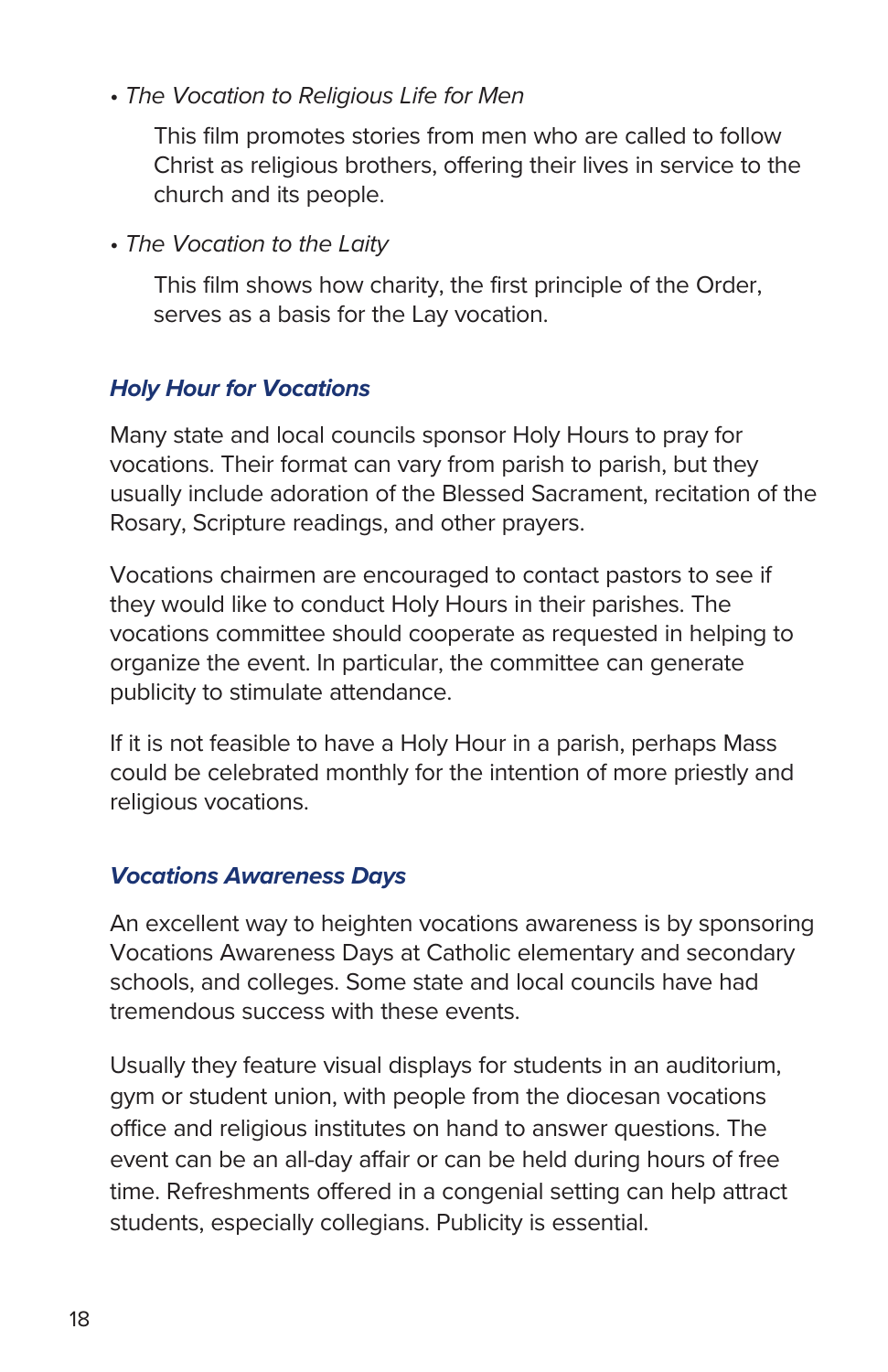- *The Vocation to Religious Life for Men*

  This film promotes stories from men who are called to follow Christ as religious brothers, offering their lives in service to the church and its people.

- *The Vocation to the Laity*

  This film shows how charity, the first principle of the Order, serves as a basis for the Lay vocation.

### *Holy Hour for Vocations*

Many state and local councils sponsor Holy Hours to pray for vocations. Their format can vary from parish to parish, but they usually include adoration of the Blessed Sacrament, recitation of the Rosary, Scripture readings, and other prayers.

Vocations chairmen are encouraged to contact pastors to see if they would like to conduct Holy Hours in their parishes. The vocations committee should cooperate as requested in helping to organize the event. In particular, the committee can generate publicity to stimulate attendance.

If it is not feasible to have a Holy Hour in a parish, perhaps Mass could be celebrated monthly for the intention of more priestly and religious vocations.

### *Vocations Awareness Days*

An excellent way to heighten vocations awareness is by sponsoring Vocations Awareness Days at Catholic elementary and secondary schools, and colleges. Some state and local councils have had tremendous success with these events.

Usually they feature visual displays for students in an auditorium, gym or student union, with people from the diocesan vocations office and religious institutes on hand to answer questions. The event can be an all-day affair or can be held during hours of free time. Refreshments offered in a congenial setting can help attract students, especially collegians. Publicity is essential.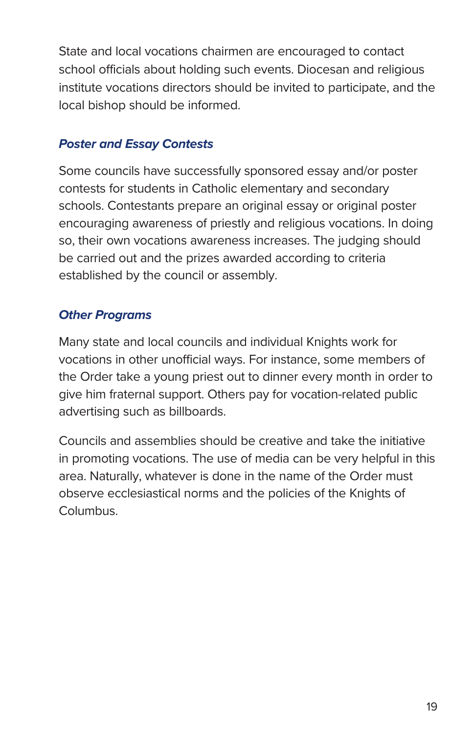State and local vocations chairmen are encouraged to contact school officials about holding such events. Diocesan and religious institute vocations directors should be invited to participate, and the local bishop should be informed.

### *Poster and Essay Contests*

Some councils have successfully sponsored essay and/or poster contests for students in Catholic elementary and secondary schools. Contestants prepare an original essay or original poster encouraging awareness of priestly and religious vocations. In doing so, their own vocations awareness increases. The judging should be carried out and the prizes awarded according to criteria established by the council or assembly.

### *Other Programs*

Many state and local councils and individual Knights work for vocations in other unofficial ways. For instance, some members of the Order take a young priest out to dinner every month in order to give him fraternal support. Others pay for vocation-related public advertising such as billboards.

Councils and assemblies should be creative and take the initiative in promoting vocations. The use of media can be very helpful in this area. Naturally, whatever is done in the name of the Order must observe ecclesiastical norms and the policies of the Knights of Columbus.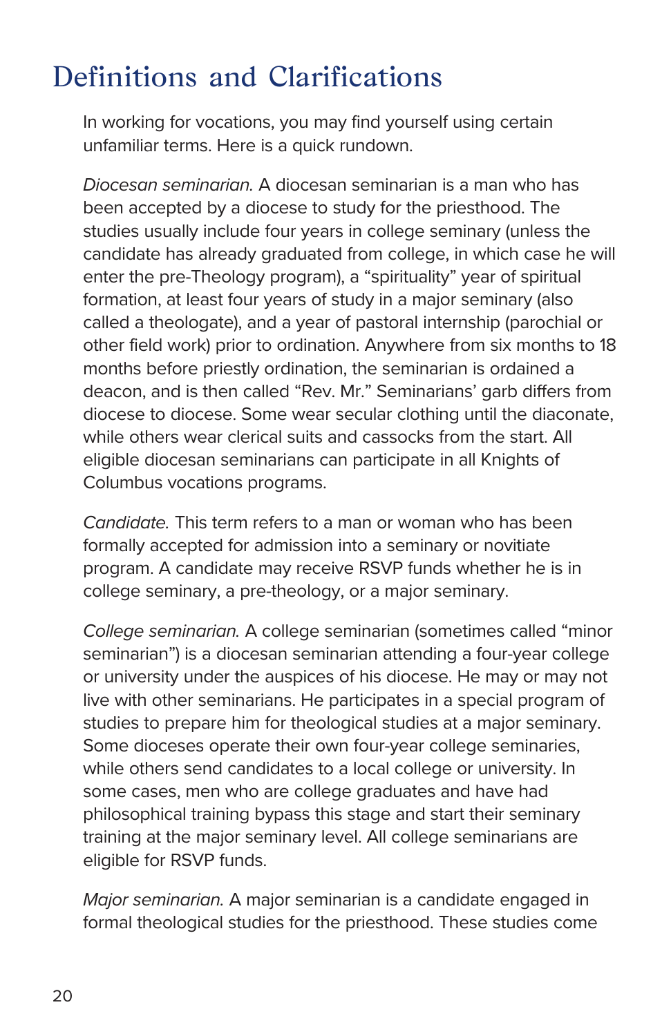# Definitions and Clarifications

In working for vocations, you may find yourself using certain unfamiliar terms. Here is a quick rundown.

*Diocesan seminarian.* A diocesan seminarian is a man who has been accepted by a diocese to study for the priesthood. The studies usually include four years in college seminary (unless the candidate has already graduated from college, in which case he will enter the pre-Theology program), a "spirituality" year of spiritual formation, at least four years of study in a major seminary (also called a theologate), and a year of pastoral internship (parochial or other field work) prior to ordination. Anywhere from six months to 18 months before priestly ordination, the seminarian is ordained a deacon, and is then called "Rev. Mr." Seminarians' garb differs from diocese to diocese. Some wear secular clothing until the diaconate, while others wear clerical suits and cassocks from the start. All eligible diocesan seminarians can participate in all Knights of Columbus vocations programs.

*Candidate.* This term refers to a man or woman who has been formally accepted for admission into a seminary or novitiate program. A candidate may receive RSVP funds whether he is in college seminary, a pre-theology, or a major seminary.

*College seminarian.* A college seminarian (sometimes called "minor seminarian") is a diocesan seminarian attending a four-year college or university under the auspices of his diocese. He may or may not live with other seminarians. He participates in a special program of studies to prepare him for theological studies at a major seminary. Some dioceses operate their own four-year college seminaries, while others send candidates to a local college or university. In some cases, men who are college graduates and have had philosophical training bypass this stage and start their seminary training at the major seminary level. All college seminarians are eligible for RSVP funds.

*Major seminarian.* A major seminarian is a candidate engaged in formal theological studies for the priesthood. These studies come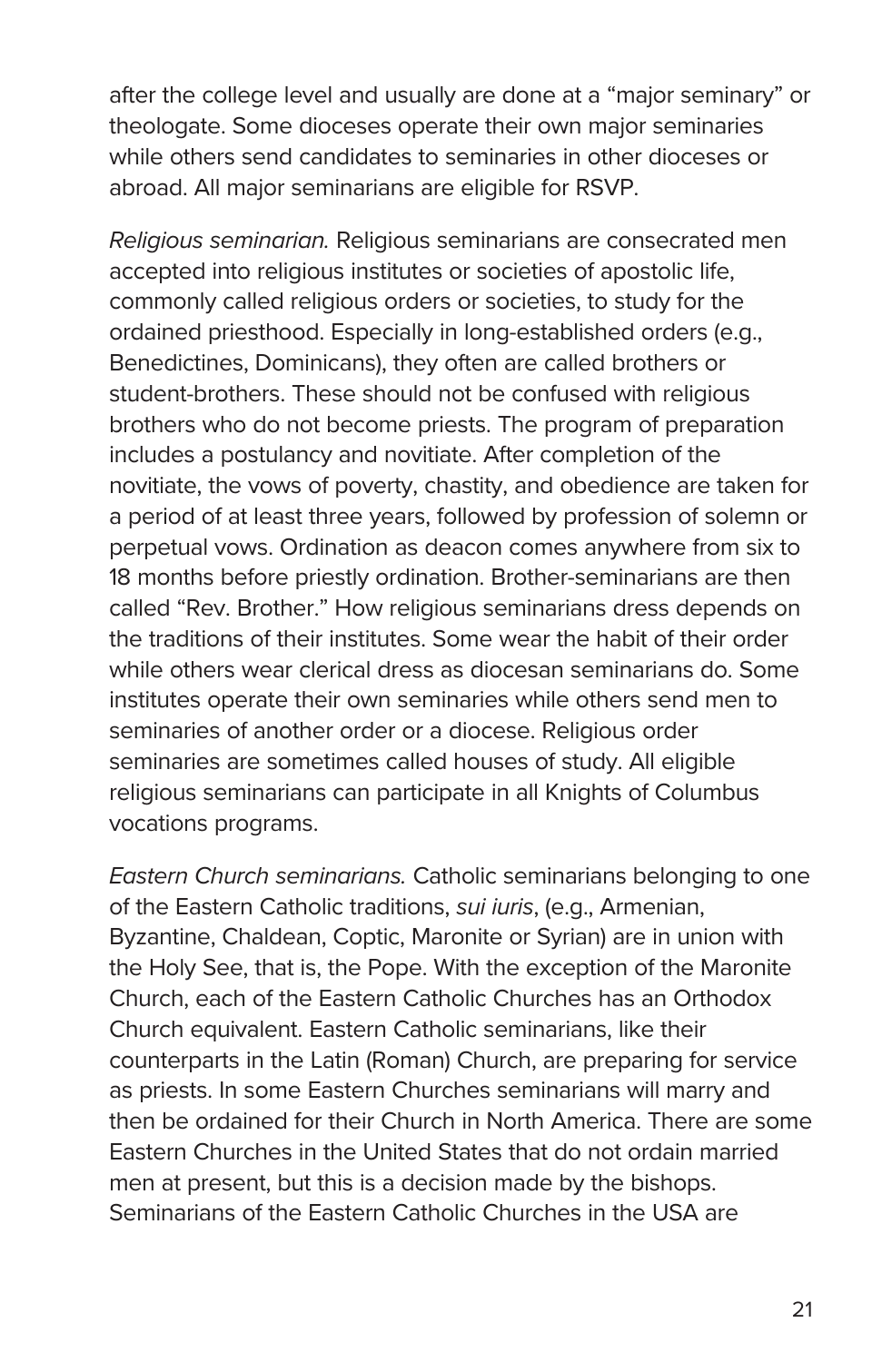after the college level and usually are done at a "major seminary" or theologate. Some dioceses operate their own major seminaries while others send candidates to seminaries in other dioceses or abroad. All major seminarians are eligible for RSVP.

*Religious seminarian.* Religious seminarians are consecrated men accepted into religious institutes or societies of apostolic life, commonly called religious orders or societies, to study for the ordained priesthood. Especially in long-established orders (e.g., Benedictines, Dominicans), they often are called brothers or student-brothers. These should not be confused with religious brothers who do not become priests. The program of preparation includes a postulancy and novitiate. After completion of the novitiate, the vows of poverty, chastity, and obedience are taken for a period of at least three years, followed by profession of solemn or perpetual vows. Ordination as deacon comes anywhere from six to 18 months before priestly ordination. Brother-seminarians are then called "Rev. Brother." How religious seminarians dress depends on the traditions of their institutes. Some wear the habit of their order while others wear clerical dress as diocesan seminarians do. Some institutes operate their own seminaries while others send men to seminaries of another order or a diocese. Religious order seminaries are sometimes called houses of study. All eligible religious seminarians can participate in all Knights of Columbus vocations programs.

*Eastern Church seminarians.* Catholic seminarians belonging to one of the Eastern Catholic traditions, *sui iuris*, (e.g., Armenian, Byzantine, Chaldean, Coptic, Maronite or Syrian) are in union with the Holy See, that is, the Pope. With the exception of the Maronite Church, each of the Eastern Catholic Churches has an Orthodox Church equivalent. Eastern Catholic seminarians, like their counterparts in the Latin (Roman) Church, are preparing for service as priests. In some Eastern Churches seminarians will marry and then be ordained for their Church in North America. There are some Eastern Churches in the United States that do not ordain married men at present, but this is a decision made by the bishops. Seminarians of the Eastern Catholic Churches in the USA are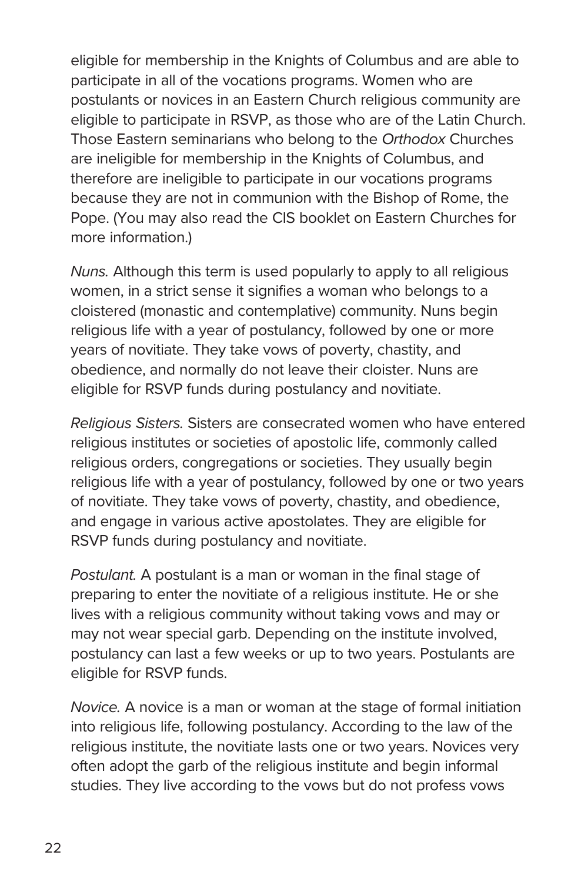eligible for membership in the Knights of Columbus and are able to participate in all of the vocations programs. Women who are postulants or novices in an Eastern Church religious community are eligible to participate in RSVP, as those who are of the Latin Church. Those Eastern seminarians who belong to the *Orthodox* Churches are ineligible for membership in the Knights of Columbus, and therefore are ineligible to participate in our vocations programs because they are not in communion with the Bishop of Rome, the Pope. (You may also read the CIS booklet on Eastern Churches for more information.)

*Nuns.* Although this term is used popularly to apply to all religious women, in a strict sense it signifies a woman who belongs to a cloistered (monastic and contemplative) community. Nuns begin religious life with a year of postulancy, followed by one or more years of novitiate. They take vows of poverty, chastity, and obedience, and normally do not leave their cloister. Nuns are eligible for RSVP funds during postulancy and novitiate.

*Religious Sisters.* Sisters are consecrated women who have entered religious institutes or societies of apostolic life, commonly called religious orders, congregations or societies. They usually begin religious life with a year of postulancy, followed by one or two years of novitiate. They take vows of poverty, chastity, and obedience, and engage in various active apostolates. They are eligible for RSVP funds during postulancy and novitiate.

*Postulant.* A postulant is a man or woman in the final stage of preparing to enter the novitiate of a religious institute. He or she lives with a religious community without taking vows and may or may not wear special garb. Depending on the institute involved, postulancy can last a few weeks or up to two years. Postulants are eligible for RSVP funds.

*Novice.* A novice is a man or woman at the stage of formal initiation into religious life, following postulancy. According to the law of the religious institute, the novitiate lasts one or two years. Novices very often adopt the garb of the religious institute and begin informal studies. They live according to the vows but do not profess vows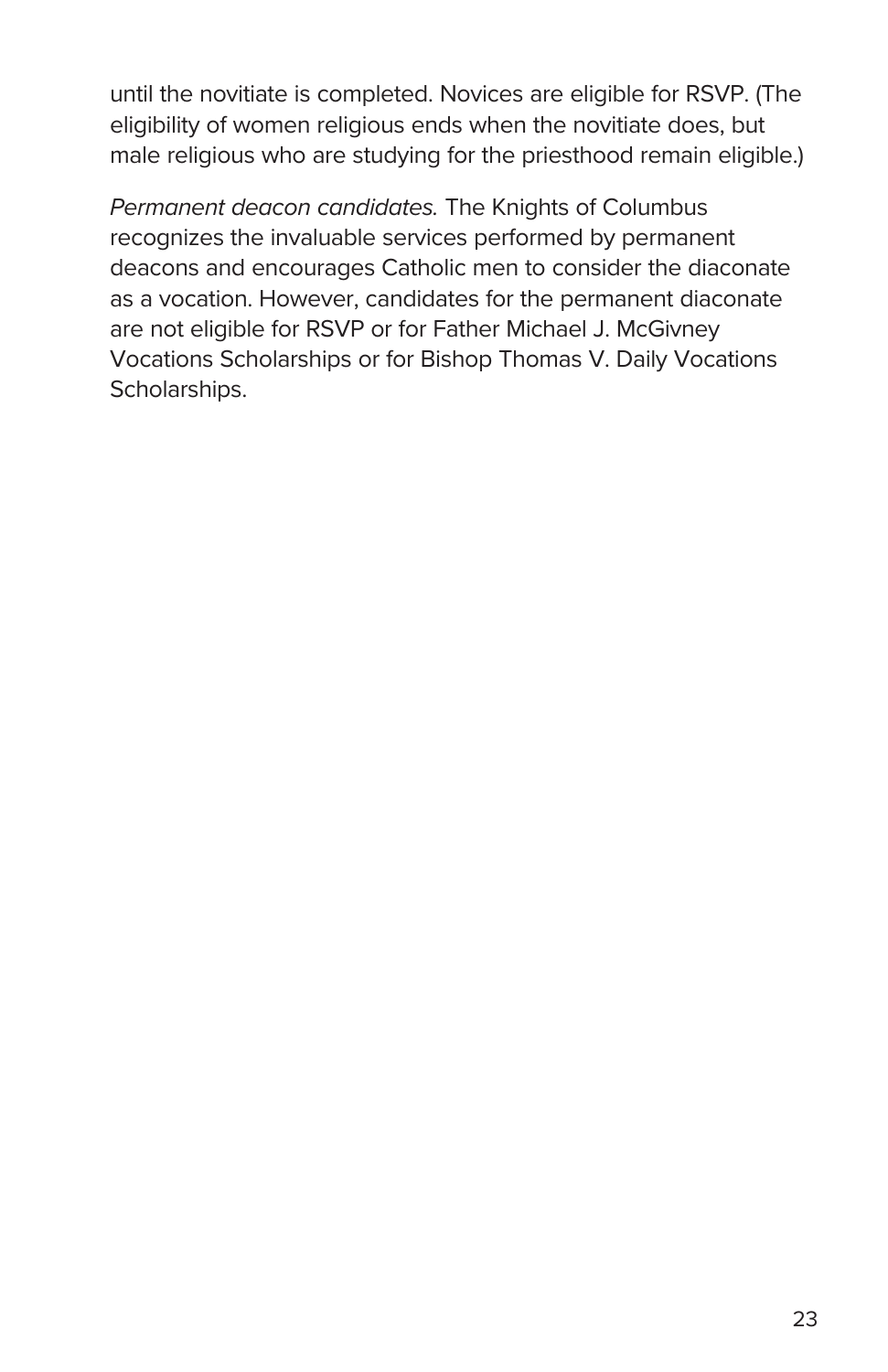until the novitiate is completed. Novices are eligible for RSVP. (The eligibility of women religious ends when the novitiate does, but male religious who are studying for the priesthood remain eligible.)

*Permanent deacon candidates.* The Knights of Columbus recognizes the invaluable services performed by permanent deacons and encourages Catholic men to consider the diaconate as a vocation. However, candidates for the permanent diaconate are not eligible for RSVP or for Father Michael J. McGivney Vocations Scholarships or for Bishop Thomas V. Daily Vocations Scholarships.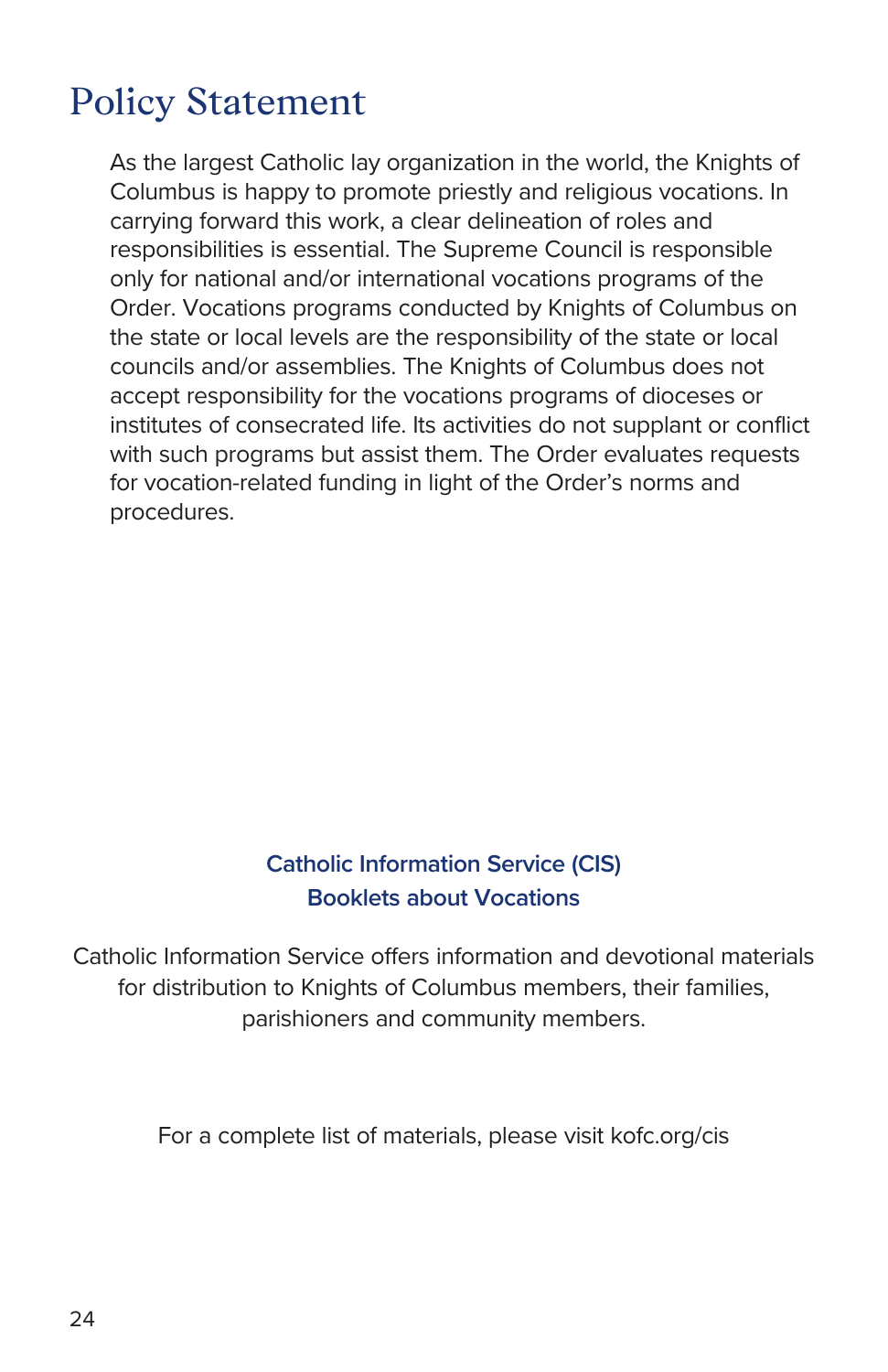# Policy Statement

As the largest Catholic lay organization in the world, the Knights of Columbus is happy to promote priestly and religious vocations. In carrying forward this work, a clear delineation of roles and responsibilities is essential. The Supreme Council is responsible only for national and/or international vocations programs of the Order. Vocations programs conducted by Knights of Columbus on the state or local levels are the responsibility of the state or local councils and/or assemblies. The Knights of Columbus does not accept responsibility for the vocations programs of dioceses or institutes of consecrated life. Its activities do not supplant or conflict with such programs but assist them. The Order evaluates requests for vocation-related funding in light of the Order's norms and procedures.

**Catholic Information Service (CIS)**
**Booklets about Vocations**

Catholic Information Service offers information and devotional materials for distribution to Knights of Columbus members, their families, parishioners and community members.

For a complete list of materials, please visit kofc.org/cis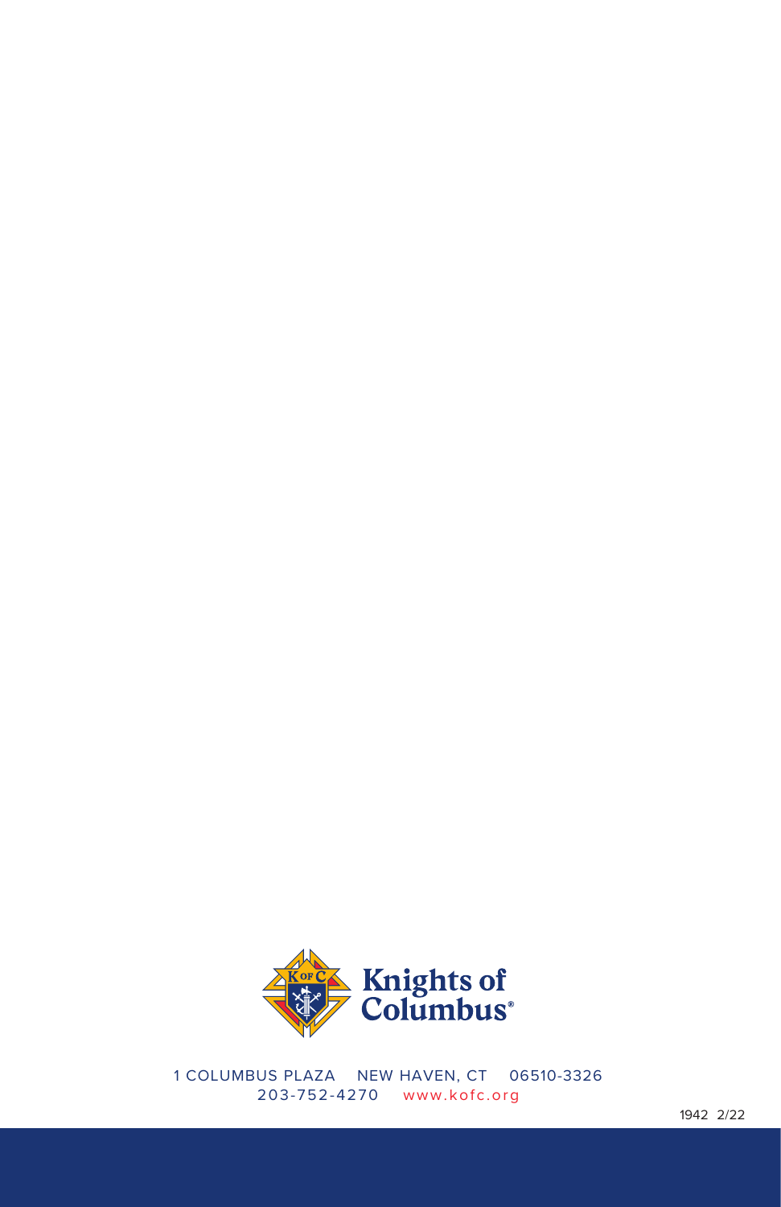Knights of Columbus®

1 COLUMBUS PLAZA NEW HAVEN, CT 06510-3326
203-752-4270 www.kofc.org

1942 2/22